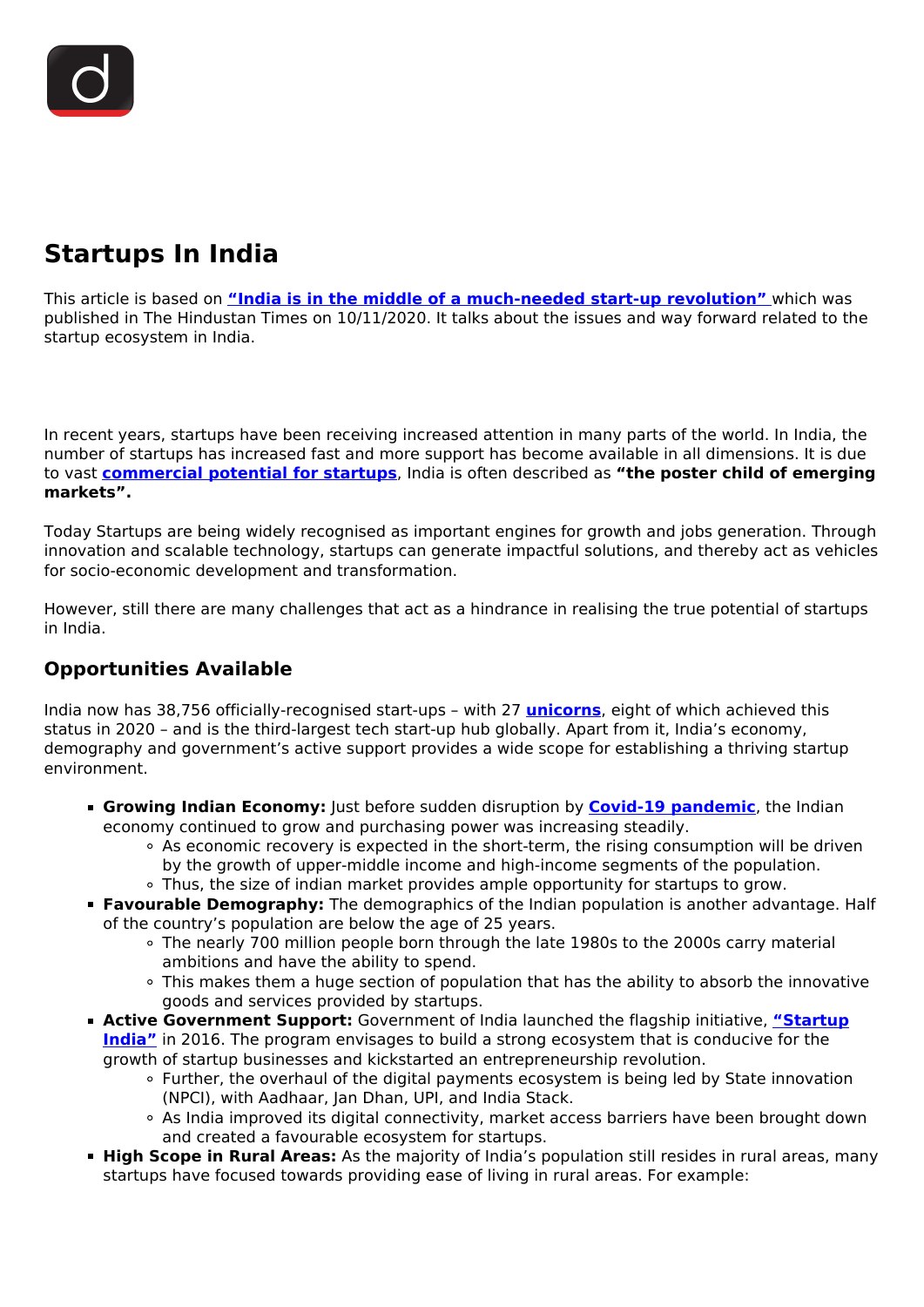# Startups In India

This article is based on **"India is in the middle of a much-needed start-up revolution"** which was published in The Hindustan Times on 10/11/2020. It talks about the issues and way forward related to the startup ecosystem in India.

In recent years, startups have been receiving increased attention in many parts of the world. In India, the number of startups has increased fast and more support has become available in all dimensions. It is due to vast **commercial potential for startups**, India is often described as **"the poster child of emerging markets".**

Today Startups are being widely recognised as important engines for growth and jobs generation. Through innovation and scalable technology, startups can generate impactful solutions, and thereby act as vehicles for socio-economic development and transformation.

However, still there are many challenges that act as a hindrance in realising the true potential of startups in India.

## Opportunities Available

India now has 38,756 officially-recognised start-ups – with 27 **unicorns**, eight of which achieved this status in 2020 – and is the third-largest tech start-up hub globally. Apart from it, India's economy, demography and government's active support provides a wide scope for establishing a thriving startup environment.

- **Growing Indian Economy:** Just before sudden disruption by **Covid-19 pandemic**, the Indian economy continued to grow and purchasing power was increasing steadily.
  - As economic recovery is expected in the short-term, the rising consumption will be driven by the growth of upper-middle income and high-income segments of the population.
  - Thus, the size of indian market provides ample opportunity for startups to grow.
- **Favourable Demography:** The demographics of the Indian population is another advantage. Half of the country's population are below the age of 25 years.
  - The nearly 700 million people born through the late 1980s to the 2000s carry material ambitions and have the ability to spend.
  - This makes them a huge section of population that has the ability to absorb the innovative goods and services provided by startups.
- **Active Government Support:** Government of India launched the flagship initiative, **"Startup India"** in 2016. The program envisages to build a strong ecosystem that is conducive for the growth of startup businesses and kickstarted an entrepreneurship revolution.
  - Further, the overhaul of the digital payments ecosystem is being led by State innovation (NPCI), with Aadhaar, Jan Dhan, UPI, and India Stack.
  - As India improved its digital connectivity, market access barriers have been brought down and created a favourable ecosystem for startups.
- **High Scope in Rural Areas:** As the majority of India's population still resides in rural areas, many startups have focused towards providing ease of living in rural areas. For example: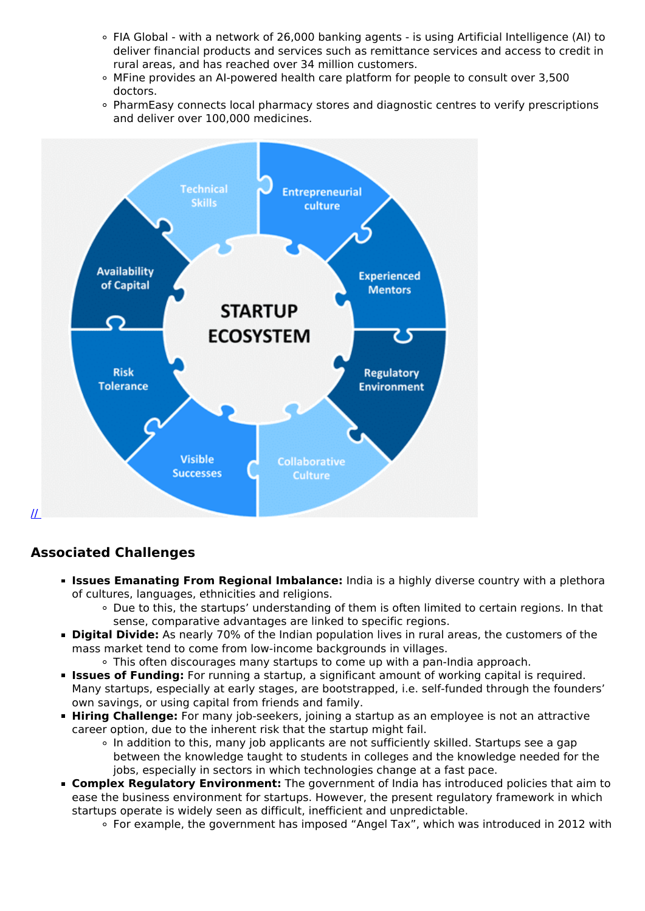- FIA Global - with a network of 26,000 banking agents - is using Artificial Intelligence (AI) to deliver financial products and services such as remittance services and access to credit in rural areas, and has reached over 34 million customers.
- MFine provides an AI-powered health care platform for people to consult over 3,500 doctors.
- PharmEasy connects local pharmacy stores and diagnostic centres to verify prescriptions and deliver over 100,000 medicines.

//

## Associated Challenges

- **Issues Emanating From Regional Imbalance:** India is a highly diverse country with a plethora of cultures, languages, ethnicities and religions.
  - Due to this, the startups' understanding of them is often limited to certain regions. In that sense, comparative advantages are linked to specific regions.
- **Digital Divide:** As nearly 70% of the Indian population lives in rural areas, the customers of the mass market tend to come from low-income backgrounds in villages.
  - This often discourages many startups to come up with a pan-India approach.
- **Issues of Funding:** For running a startup, a significant amount of working capital is required. Many startups, especially at early stages, are bootstrapped, i.e. self-funded through the founders' own savings, or using capital from friends and family.
- **Hiring Challenge:** For many job-seekers, joining a startup as an employee is not an attractive career option, due to the inherent risk that the startup might fail.
  - In addition to this, many job applicants are not sufficiently skilled. Startups see a gap between the knowledge taught to students in colleges and the knowledge needed for the jobs, especially in sectors in which technologies change at a fast pace.
- **Complex Regulatory Environment:** The government of India has introduced policies that aim to ease the business environment for startups. However, the present regulatory framework in which startups operate is widely seen as difficult, inefficient and unpredictable.
  - For example, the government has imposed "Angel Tax", which was introduced in 2012 with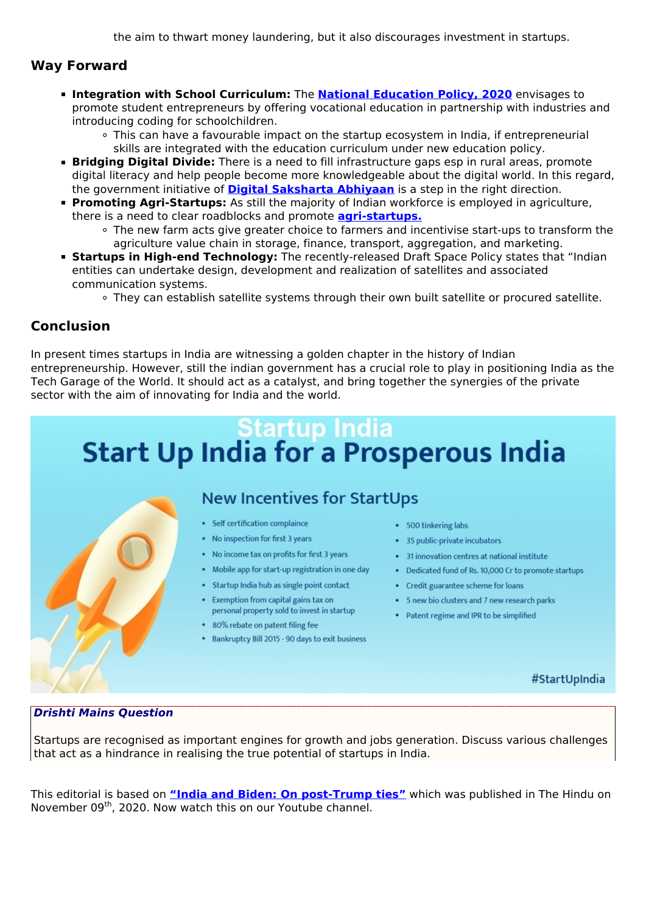the aim to thwart money laundering, but it also discourages investment in startups.

## Way Forward

- **Integration with School Curriculum:** The **National Education Policy, 2020** envisages to promote student entrepreneurs by offering vocational education in partnership with industries and introducing coding for schoolchildren.
  - This can have a favourable impact on the startup ecosystem in India, if entrepreneurial skills are integrated with the education curriculum under new education policy.
- **Bridging Digital Divide:** There is a need to fill infrastructure gaps esp in rural areas, promote digital literacy and help people become more knowledgeable about the digital world. In this regard, the government initiative of **Digital Saksharta Abhiyaan** is a step in the right direction.
- **Promoting Agri-Startups:** As still the majority of Indian workforce is employed in agriculture, there is a need to clear roadblocks and promote **agri-startups.**
  - The new farm acts give greater choice to farmers and incentivise start-ups to transform the agriculture value chain in storage, finance, transport, aggregation, and marketing.
- **Startups in High-end Technology:** The recently-released Draft Space Policy states that "Indian entities can undertake design, development and realization of satellites and associated communication systems.
  - They can establish satellite systems through their own built satellite or procured satellite.

## Conclusion

In present times startups in India are witnessing a golden chapter in the history of Indian entrepreneurship. However, still the indian government has a crucial role to play in positioning India as the Tech Garage of the World. It should act as a catalyst, and bring together the synergies of the private sector with the aim of innovating for India and the world.

**Startup India**

**Start Up India for a Prosperous India**

**New Incentives for StartUps**

- Self certification complaince
- No inspection for first 3 years
- No income tax on profits for first 3 years
- Mobile app for start-up registration in one day
- Startup India hub as single point contact
- Exemption from capital gains tax on personal property sold to invest in startup
- 80% rebate on patent filing fee
- Bankruptcy Bill 2015 - 90 days to exit business
- 500 tinkering labs
- 35 public-private incubators
- 31 innovation centres at national institute
- Dedicated fund of Rs. 10,000 Cr to promote startups
- Credit guarantee scheme for loans
- 5 new bio clusters and 7 new research parks
- Patent regime and IPR to be simplified

#StartUpIndia

***Drishti Mains Question***

Startups are recognised as important engines for growth and jobs generation. Discuss various challenges that act as a hindrance in realising the true potential of startups in India.

This editorial is based on **"India and Biden: On post-Trump ties"** which was published in The Hindu on November 09th, 2020. Now watch this on our Youtube channel.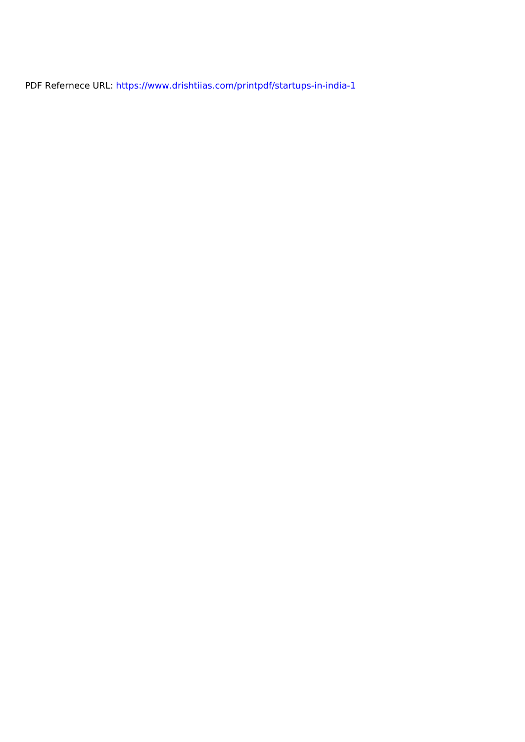PDF Refernece URL: https://www.drishtiias.com/printpdf/startups-in-india-1